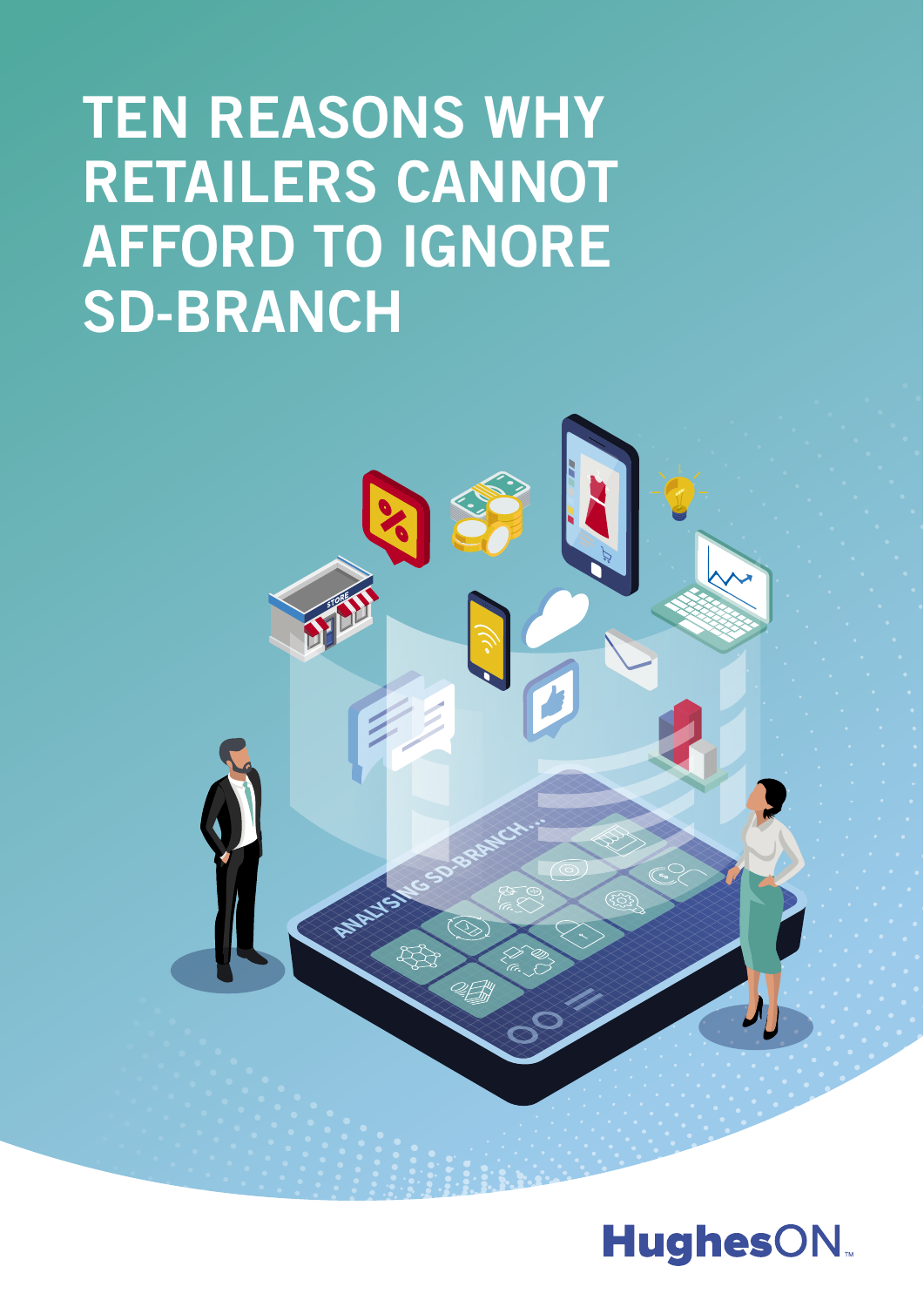# TEN REASONS WHY RETAILERS CANNOT AFFORD TO IGNORE SD-BRANCH

HughesON™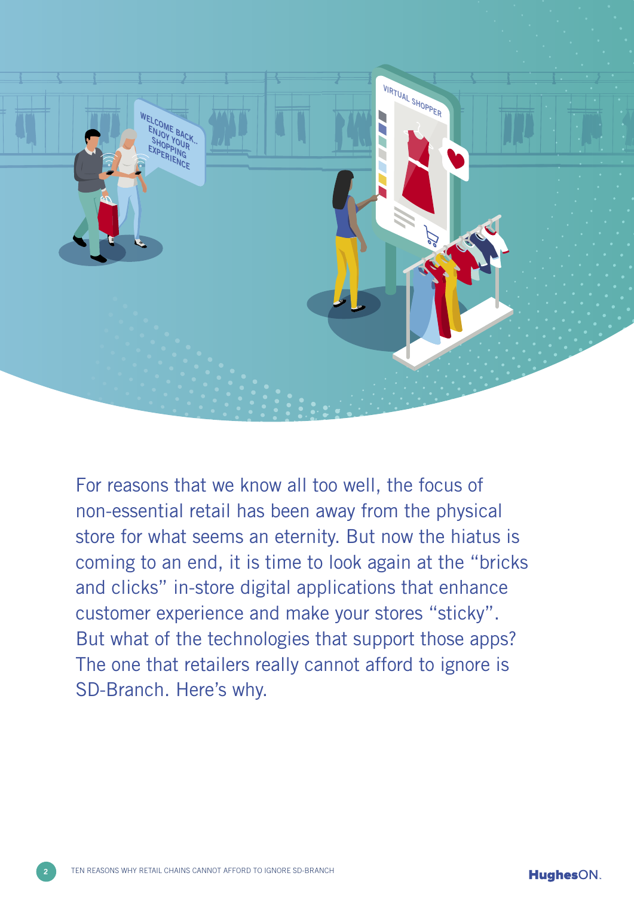For reasons that we know all too well, the focus of non-essential retail has been away from the physical store for what seems an eternity. But now the hiatus is coming to an end, it is time to look again at the "bricks and clicks" in-store digital applications that enhance customer experience and make your stores "sticky". But what of the technologies that support those apps? The one that retailers really cannot afford to ignore is SD-Branch. Here's why.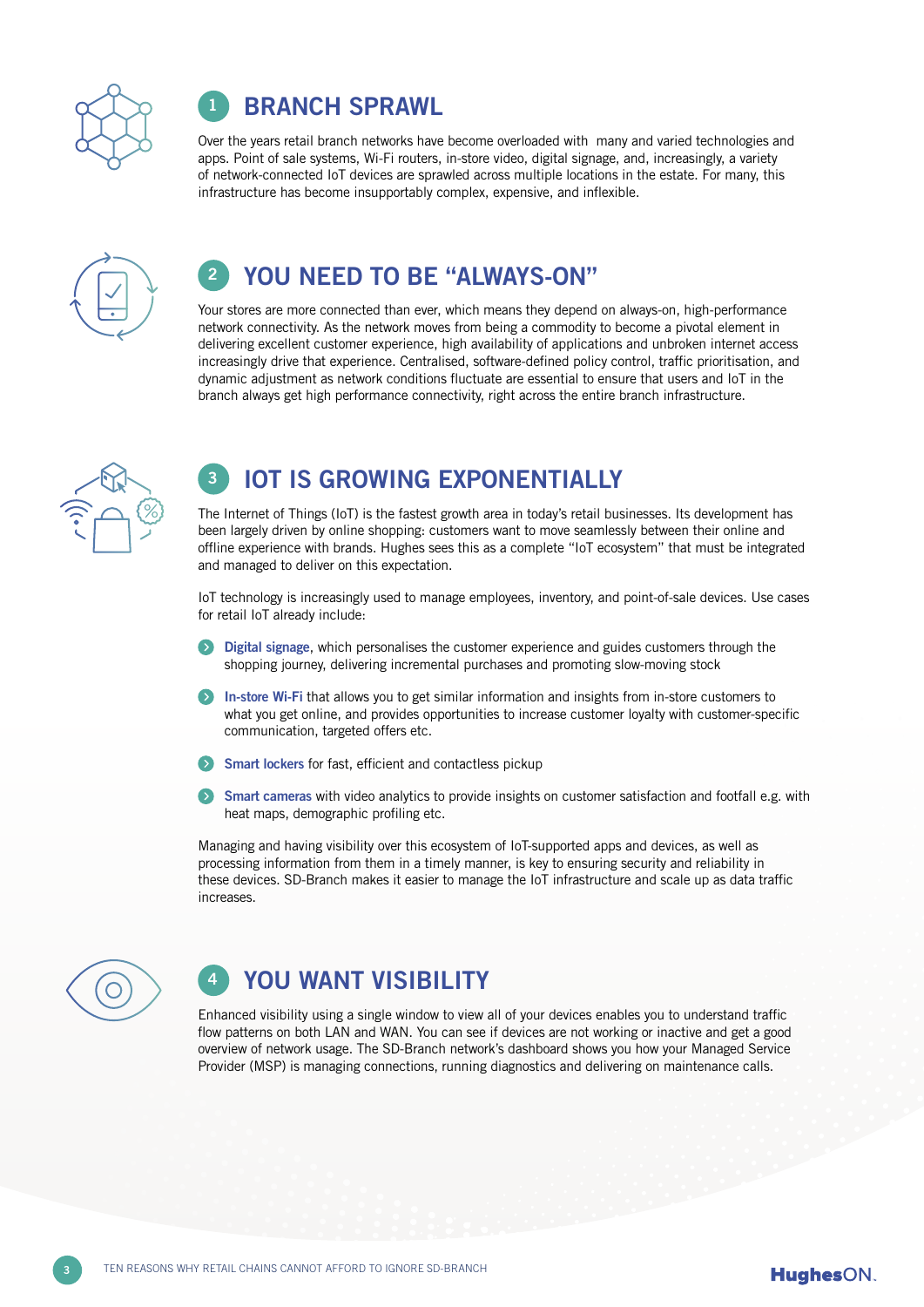## 1 BRANCH SPRAWL

Over the years retail branch networks have become overloaded with many and varied technologies and apps. Point of sale systems, Wi-Fi routers, in-store video, digital signage, and, increasingly, a variety of network-connected IoT devices are sprawled across multiple locations in the estate. For many, this infrastructure has become insupportably complex, expensive, and inflexible.

## 2 YOU NEED TO BE "ALWAYS-ON"

Your stores are more connected than ever, which means they depend on always-on, high-performance network connectivity. As the network moves from being a commodity to become a pivotal element in delivering excellent customer experience, high availability of applications and unbroken internet access increasingly drive that experience. Centralised, software-defined policy control, traffic prioritisation, and dynamic adjustment as network conditions fluctuate are essential to ensure that users and IoT in the branch always get high performance connectivity, right across the entire branch infrastructure.

## 3 IOT IS GROWING EXPONENTIALLY

The Internet of Things (IoT) is the fastest growth area in today's retail businesses. Its development has been largely driven by online shopping: customers want to move seamlessly between their online and offline experience with brands. Hughes sees this as a complete "IoT ecosystem" that must be integrated and managed to deliver on this expectation.

IoT technology is increasingly used to manage employees, inventory, and point-of-sale devices. Use cases for retail IoT already include:

- **Digital signage**, which personalises the customer experience and guides customers through the shopping journey, delivering incremental purchases and promoting slow-moving stock
- **In-store Wi-Fi** that allows you to get similar information and insights from in-store customers to what you get online, and provides opportunities to increase customer loyalty with customer-specific communication, targeted offers etc.
- **Smart lockers** for fast, efficient and contactless pickup
- **Smart cameras** with video analytics to provide insights on customer satisfaction and footfall e.g. with heat maps, demographic profiling etc.

Managing and having visibility over this ecosystem of IoT-supported apps and devices, as well as processing information from them in a timely manner, is key to ensuring security and reliability in these devices. SD-Branch makes it easier to manage the IoT infrastructure and scale up as data traffic increases.

## 4 YOU WANT VISIBILITY

Enhanced visibility using a single window to view all of your devices enables you to understand traffic flow patterns on both LAN and WAN. You can see if devices are not working or inactive and get a good overview of network usage. The SD-Branch network's dashboard shows you how your Managed Service Provider (MSP) is managing connections, running diagnostics and delivering on maintenance calls.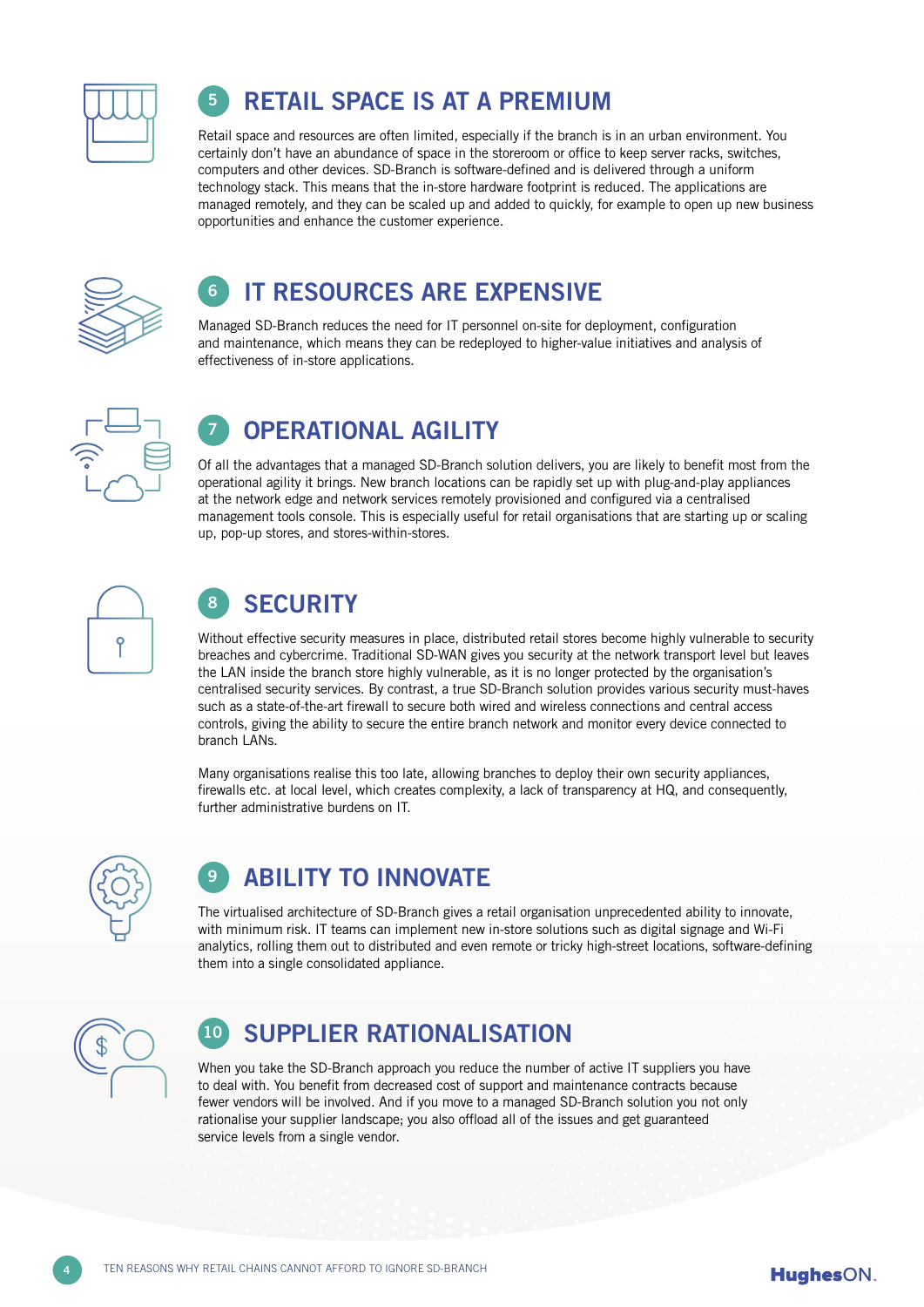## 5 RETAIL SPACE IS AT A PREMIUM

Retail space and resources are often limited, especially if the branch is in an urban environment. You certainly don't have an abundance of space in the storeroom or office to keep server racks, switches, computers and other devices. SD-Branch is software-defined and is delivered through a uniform technology stack. This means that the in-store hardware footprint is reduced. The applications are managed remotely, and they can be scaled up and added to quickly, for example to open up new business opportunities and enhance the customer experience.

## 6 IT RESOURCES ARE EXPENSIVE

Managed SD-Branch reduces the need for IT personnel on-site for deployment, configuration and maintenance, which means they can be redeployed to higher-value initiatives and analysis of effectiveness of in-store applications.

## 7 OPERATIONAL AGILITY

Of all the advantages that a managed SD-Branch solution delivers, you are likely to benefit most from the operational agility it brings. New branch locations can be rapidly set up with plug-and-play appliances at the network edge and network services remotely provisioned and configured via a centralised management tools console. This is especially useful for retail organisations that are starting up or scaling up, pop-up stores, and stores-within-stores.

## 8 SECURITY

Without effective security measures in place, distributed retail stores become highly vulnerable to security breaches and cybercrime. Traditional SD-WAN gives you security at the network transport level but leaves the LAN inside the branch store highly vulnerable, as it is no longer protected by the organisation's centralised security services. By contrast, a true SD-Branch solution provides various security must-haves such as a state-of-the-art firewall to secure both wired and wireless connections and central access controls, giving the ability to secure the entire branch network and monitor every device connected to branch LANs.

Many organisations realise this too late, allowing branches to deploy their own security appliances, firewalls etc. at local level, which creates complexity, a lack of transparency at HQ, and consequently, further administrative burdens on IT.

## 9 ABILITY TO INNOVATE

The virtualised architecture of SD-Branch gives a retail organisation unprecedented ability to innovate, with minimum risk. IT teams can implement new in-store solutions such as digital signage and Wi-Fi analytics, rolling them out to distributed and even remote or tricky high-street locations, software-defining them into a single consolidated appliance.

## 10 SUPPLIER RATIONALISATION

When you take the SD-Branch approach you reduce the number of active IT suppliers you have to deal with. You benefit from decreased cost of support and maintenance contracts because fewer vendors will be involved. And if you move to a managed SD-Branch solution you not only rationalise your supplier landscape; you also offload all of the issues and get guaranteed service levels from a single vendor.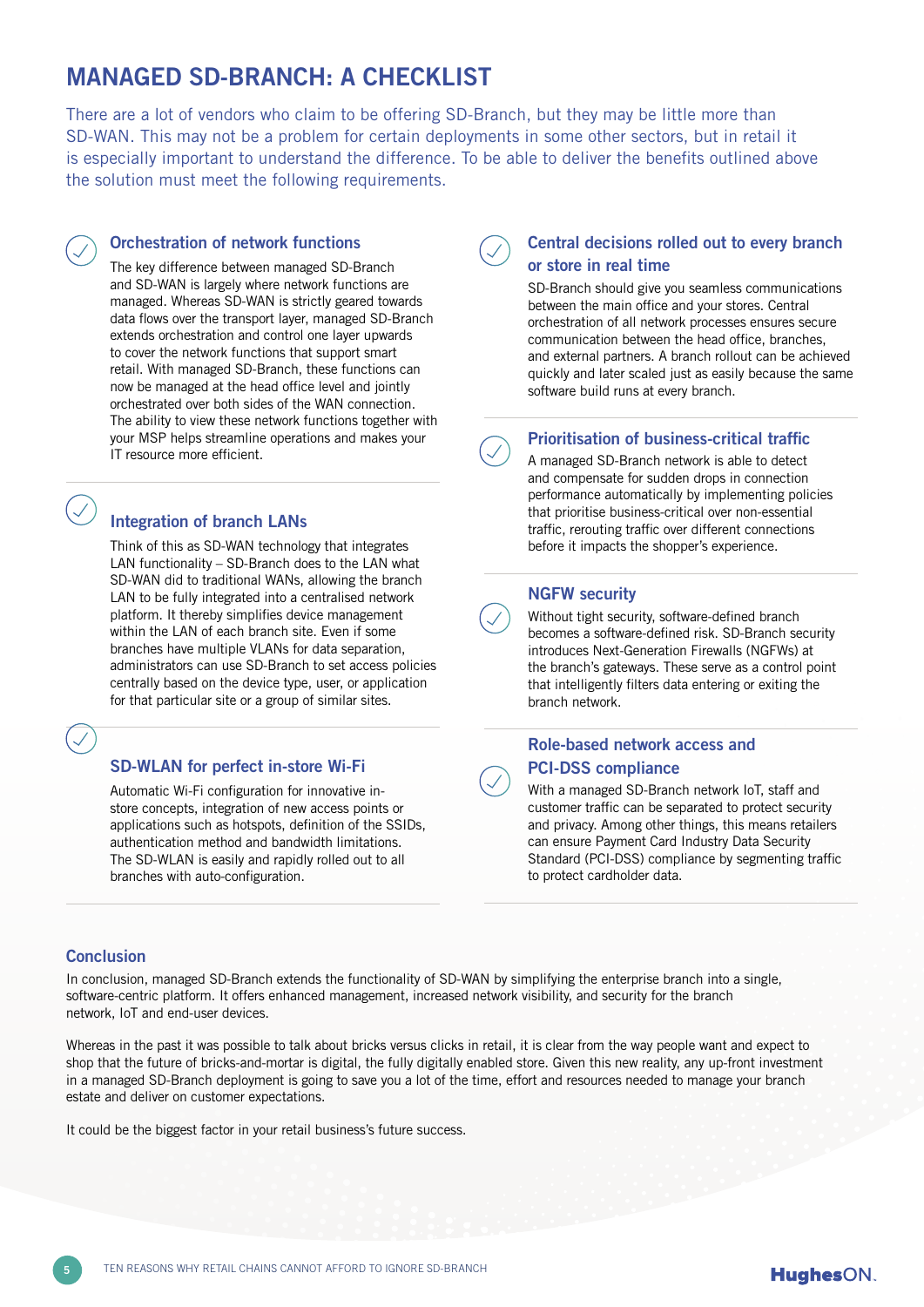# MANAGED SD-BRANCH: A CHECKLIST

There are a lot of vendors who claim to be offering SD-Branch, but they may be little more than SD-WAN. This may not be a problem for certain deployments in some other sectors, but in retail it is especially important to understand the difference. To be able to deliver the benefits outlined above the solution must meet the following requirements.

### Orchestration of network functions

The key difference between managed SD-Branch and SD-WAN is largely where network functions are managed. Whereas SD-WAN is strictly geared towards data flows over the transport layer, managed SD-Branch extends orchestration and control one layer upwards to cover the network functions that support smart retail. With managed SD-Branch, these functions can now be managed at the head office level and jointly orchestrated over both sides of the WAN connection. The ability to view these network functions together with your MSP helps streamline operations and makes your IT resource more efficient.

### Integration of branch LANs

Think of this as SD-WAN technology that integrates LAN functionality – SD-Branch does to the LAN what SD-WAN did to traditional WANs, allowing the branch LAN to be fully integrated into a centralised network platform. It thereby simplifies device management within the LAN of each branch site. Even if some branches have multiple VLANs for data separation, administrators can use SD-Branch to set access policies centrally based on the device type, user, or application for that particular site or a group of similar sites.

### SD-WLAN for perfect in-store Wi-Fi

Automatic Wi-Fi configuration for innovative in-store concepts, integration of new access points or applications such as hotspots, definition of the SSIDs, authentication method and bandwidth limitations. The SD-WLAN is easily and rapidly rolled out to all branches with auto-configuration.

### Central decisions rolled out to every branch or store in real time

SD-Branch should give you seamless communications between the main office and your stores. Central orchestration of all network processes ensures secure communication between the head office, branches, and external partners. A branch rollout can be achieved quickly and later scaled just as easily because the same software build runs at every branch.

### Prioritisation of business-critical traffic

A managed SD-Branch network is able to detect and compensate for sudden drops in connection performance automatically by implementing policies that prioritise business-critical over non-essential traffic, rerouting traffic over different connections before it impacts the shopper's experience.

### NGFW security

Without tight security, software-defined branch becomes a software-defined risk. SD-Branch security introduces Next-Generation Firewalls (NGFWs) at the branch's gateways. These serve as a control point that intelligently filters data entering or exiting the branch network.

### Role-based network access and PCI-DSS compliance

With a managed SD-Branch network IoT, staff and customer traffic can be separated to protect security and privacy. Among other things, this means retailers can ensure Payment Card Industry Data Security Standard (PCI-DSS) compliance by segmenting traffic to protect cardholder data.

## Conclusion

In conclusion, managed SD-Branch extends the functionality of SD-WAN by simplifying the enterprise branch into a single, software-centric platform. It offers enhanced management, increased network visibility, and security for the branch network, IoT and end-user devices.

Whereas in the past it was possible to talk about bricks versus clicks in retail, it is clear from the way people want and expect to shop that the future of bricks-and-mortar is digital, the fully digitally enabled store. Given this new reality, any up-front investment in a managed SD-Branch deployment is going to save you a lot of the time, effort and resources needed to manage your branch estate and deliver on customer expectations.

It could be the biggest factor in your retail business's future success.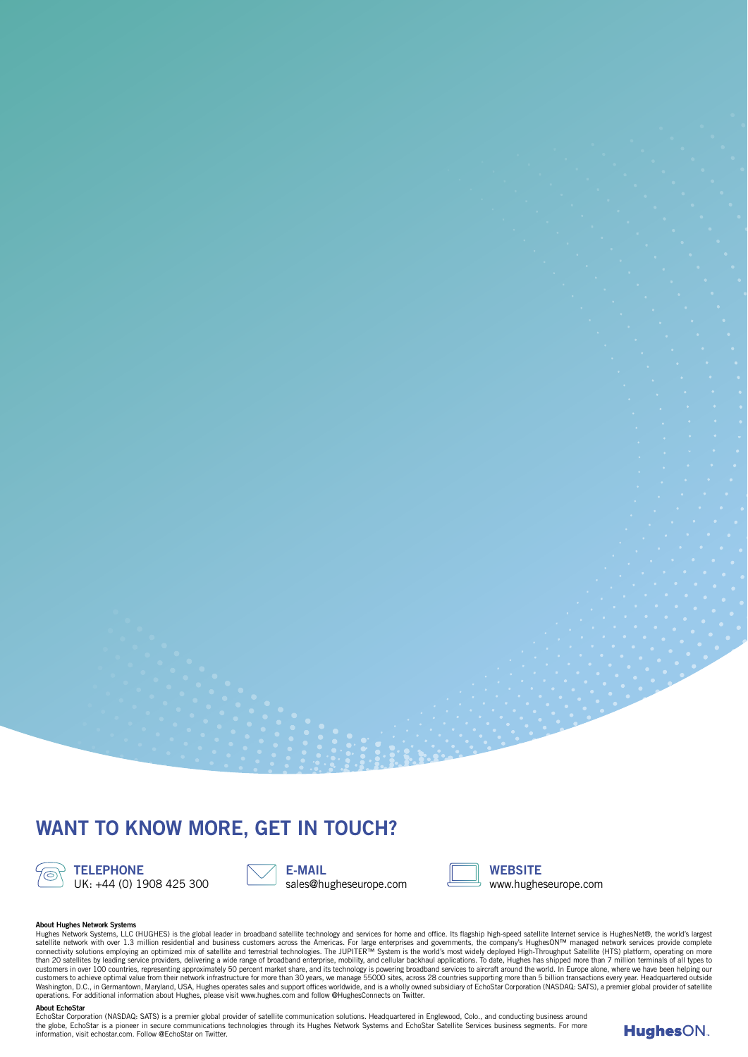## WANT TO KNOW MORE, GET IN TOUCH?

**TELEPHONE**
UK: +44 (0) 1908 425 300

**E-MAIL**
sales@hugheseurope.com

**WEBSITE**
www.hugheseurope.com

**About Hughes Network Systems**
Hughes Network Systems, LLC (HUGHES) is the global leader in broadband satellite technology and services for home and office. Its flagship high-speed satellite Internet service is HughesNet®, the world's largest satellite network with over 1.3 million residential and business customers across the Americas. For large enterprises and governments, the company's HughesON™ managed network services provide complete connectivity solutions employing an optimized mix of satellite and terrestrial technologies. The JUPITER™ System is the world's most widely deployed High-Throughput Satellite (HTS) platform, operating on more than 20 satellites by leading service providers, delivering a wide range of broadband enterprise, mobility, and cellular backhaul applications. To date, Hughes has shipped more than 7 million terminals of all types to customers in over 100 countries, representing approximately 50 percent market share, and its technology is powering broadband services to aircraft around the world. In Europe alone, where we have been helping our customers to achieve optimal value from their network infrastructure for more than 30 years, we manage 55000 sites, across 28 countries supporting more than 5 billion transactions every year. Headquartered outside Washington, D.C., in Germantown, Maryland, USA, Hughes operates sales and support offices worldwide, and is a wholly owned subsidiary of EchoStar Corporation (NASDAQ: SATS), a premier global provider of satellite operations. For additional information about Hughes, please visit www.hughes.com and follow @HughesConnects on Twitter.

**About EchoStar**
EchoStar Corporation (NASDAQ: SATS) is a premier global provider of satellite communication solutions. Headquartered in Englewood, Colo., and conducting business around the globe, EchoStar is a pioneer in secure communications technologies through its Hughes Network Systems and EchoStar Satellite Services business segments. For more information, visit echostar.com. Follow @EchoStar on Twitter.

HughesON.